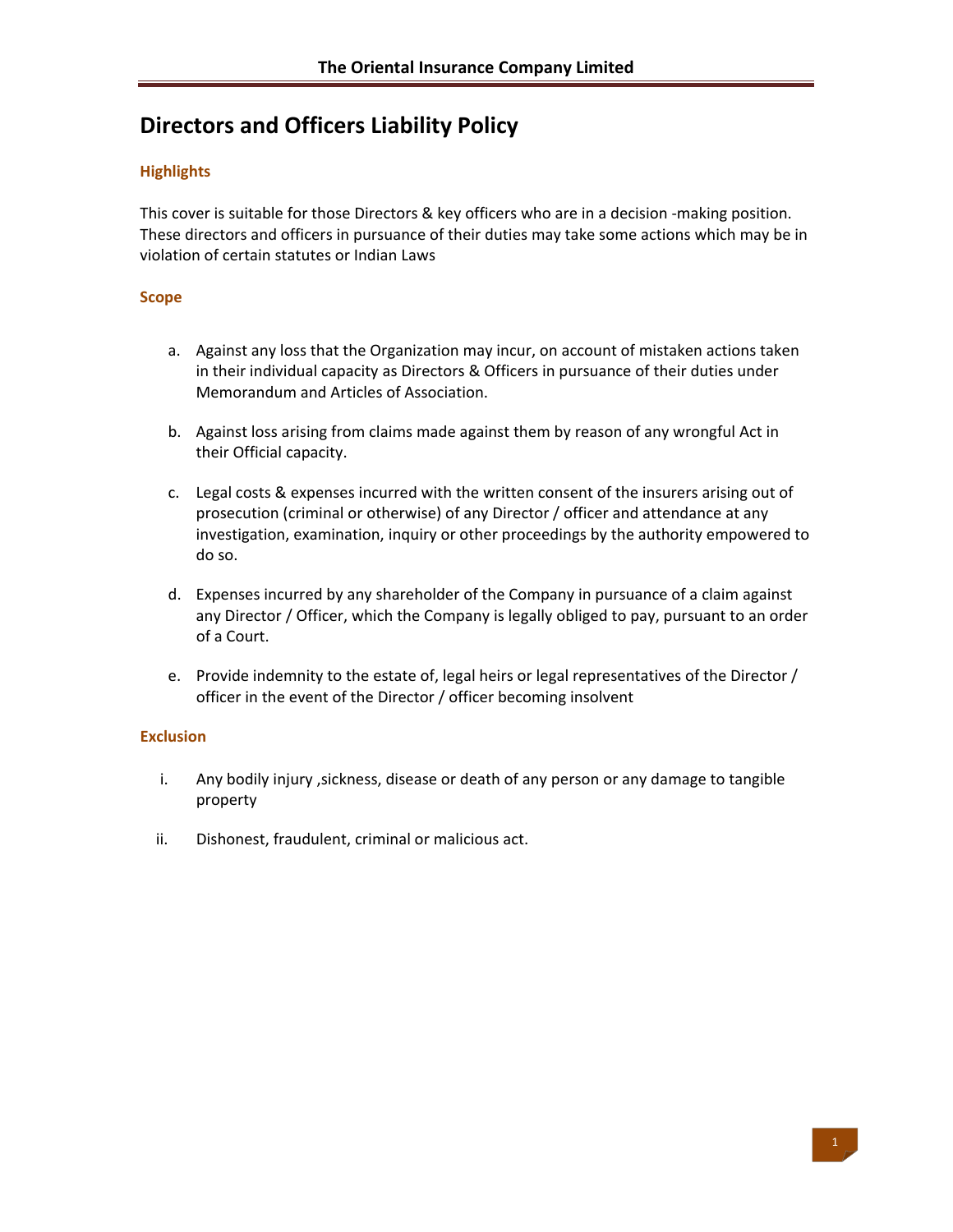# Directors and Officers Liability Policy

## Highlights

This cover is suitable for those Directors & key officers who are in a decision -making position. These directors and officers in pursuance of their duties may take some actions which may be in violation of certain statutes or Indian Laws

## Scope

a. Against any loss that the Organization may incur, on account of mistaken actions taken in their individual capacity as Directors & Officers in pursuance of their duties under Memorandum and Articles of Association.

b. Against loss arising from claims made against them by reason of any wrongful Act in their Official capacity.

c. Legal costs & expenses incurred with the written consent of the insurers arising out of prosecution (criminal or otherwise) of any Director / officer and attendance at any investigation, examination, inquiry or other proceedings by the authority empowered to do so.

d. Expenses incurred by any shareholder of the Company in pursuance of a claim against any Director / Officer, which the Company is legally obliged to pay, pursuant to an order of a Court.

e. Provide indemnity to the estate of, legal heirs or legal representatives of the Director / officer in the event of the Director / officer becoming insolvent

## Exclusion

i. Any bodily injury ,sickness, disease or death of any person or any damage to tangible property

ii. Dishonest, fraudulent, criminal or malicious act.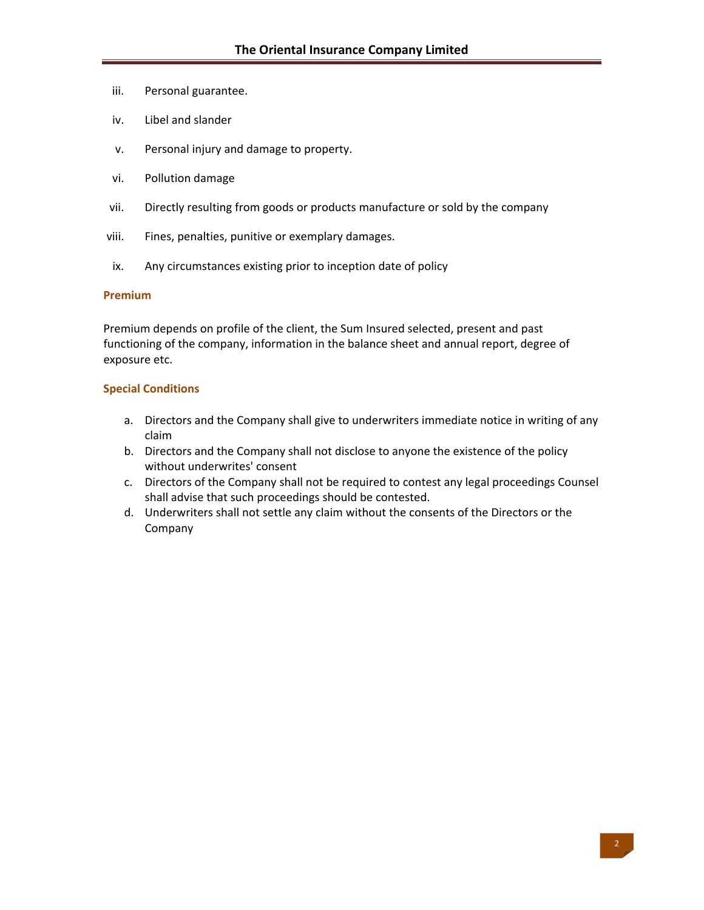iii. Personal guarantee.

iv. Libel and slander

v. Personal injury and damage to property.

vi. Pollution damage

vii. Directly resulting from goods or products manufacture or sold by the company

viii. Fines, penalties, punitive or exemplary damages.

ix. Any circumstances existing prior to inception date of policy

### Premium

Premium depends on profile of the client, the Sum Insured selected, present and past functioning of the company, information in the balance sheet and annual report, degree of exposure etc.

### Special Conditions

a. Directors and the Company shall give to underwriters immediate notice in writing of any claim
b. Directors and the Company shall not disclose to anyone the existence of the policy without underwrites' consent
c. Directors of the Company shall not be required to contest any legal proceedings Counsel shall advise that such proceedings should be contested.
d. Underwriters shall not settle any claim without the consents of the Directors or the Company